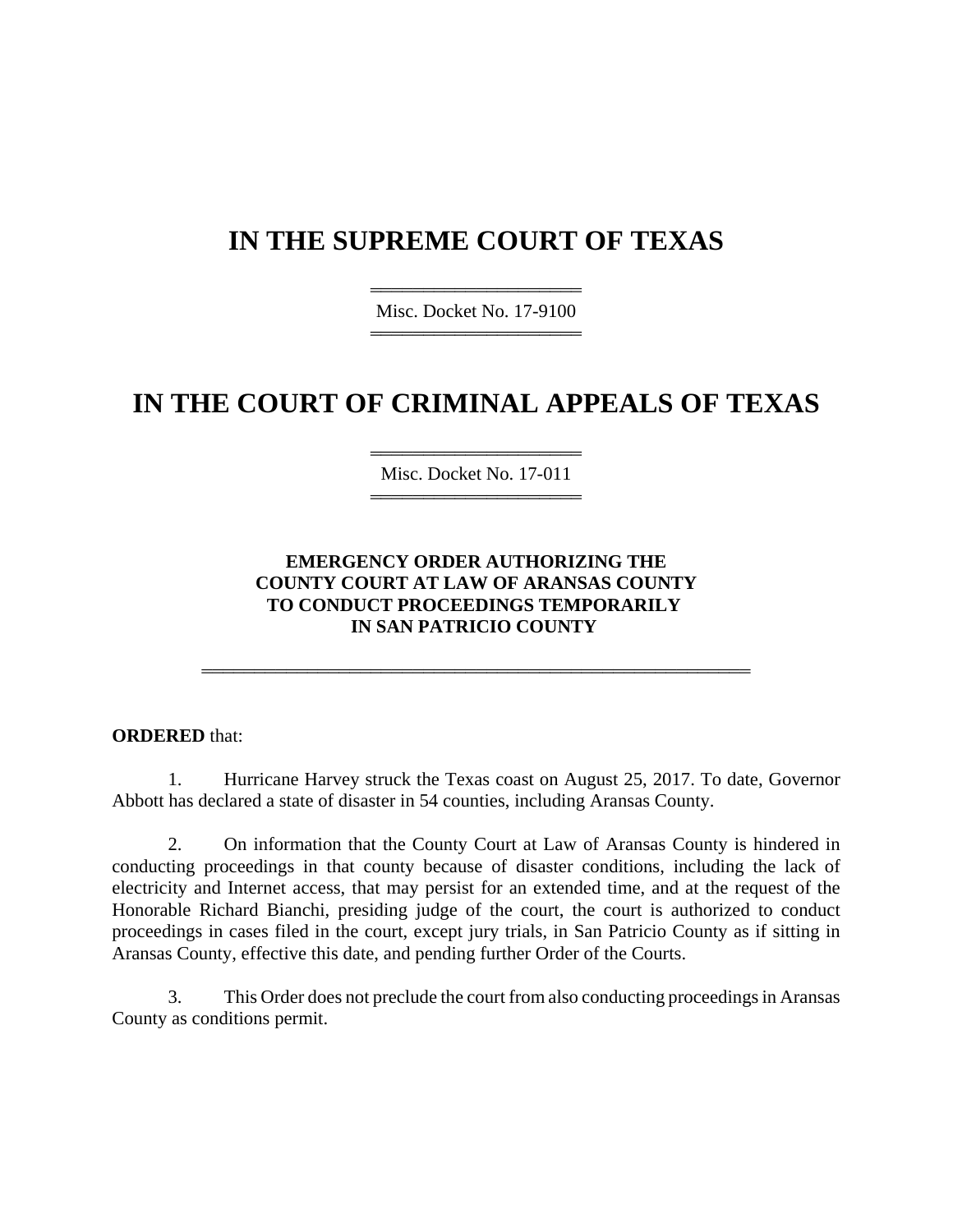# IN THE SUPREME COURT OF TEXAS

Misc. Docket No. 17-9100

# IN THE COURT OF CRIMINAL APPEALS OF TEXAS

Misc. Docket No. 17-011

**EMERGENCY ORDER AUTHORIZING THE COUNTY COURT AT LAW OF ARANSAS COUNTY TO CONDUCT PROCEEDINGS TEMPORARILY IN SAN PATRICIO COUNTY**

**ORDERED** that:

1. Hurricane Harvey struck the Texas coast on August 25, 2017. To date, Governor Abbott has declared a state of disaster in 54 counties, including Aransas County.

2. On information that the County Court at Law of Aransas County is hindered in conducting proceedings in that county because of disaster conditions, including the lack of electricity and Internet access, that may persist for an extended time, and at the request of the Honorable Richard Bianchi, presiding judge of the court, the court is authorized to conduct proceedings in cases filed in the court, except jury trials, in San Patricio County as if sitting in Aransas County, effective this date, and pending further Order of the Courts.

3. This Order does not preclude the court from also conducting proceedings in Aransas County as conditions permit.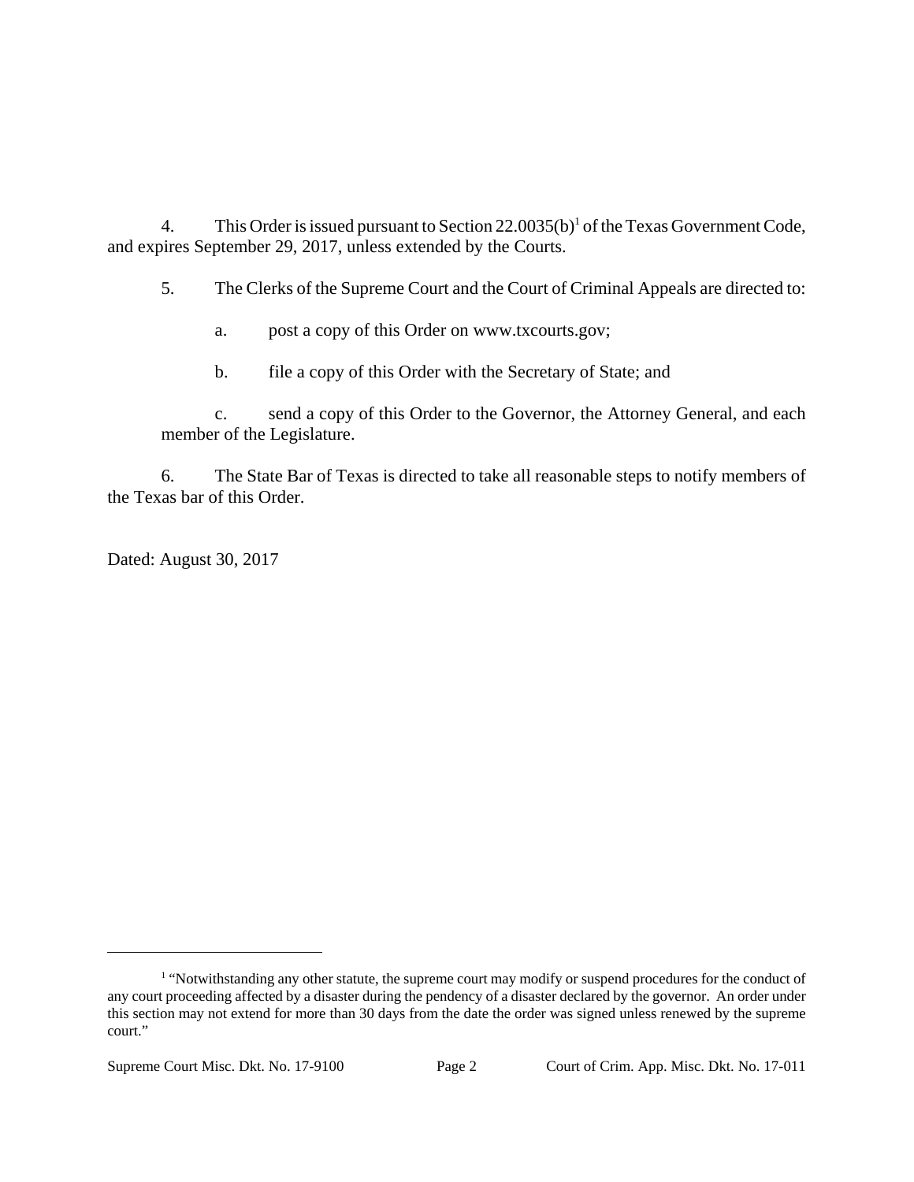4. This Order is issued pursuant to Section 22.0035(b)[1] of the Texas Government Code, and expires September 29, 2017, unless extended by the Courts.

5. The Clerks of the Supreme Court and the Court of Criminal Appeals are directed to:

a. post a copy of this Order on www.txcourts.gov;

b. file a copy of this Order with the Secretary of State; and

c. send a copy of this Order to the Governor, the Attorney General, and each member of the Legislature.

6. The State Bar of Texas is directed to take all reasonable steps to notify members of the Texas bar of this Order.

Dated: August 30, 2017

---

[1] "Notwithstanding any other statute, the supreme court may modify or suspend procedures for the conduct of any court proceeding affected by a disaster during the pendency of a disaster declared by the governor. An order under this section may not extend for more than 30 days from the date the order was signed unless renewed by the supreme court."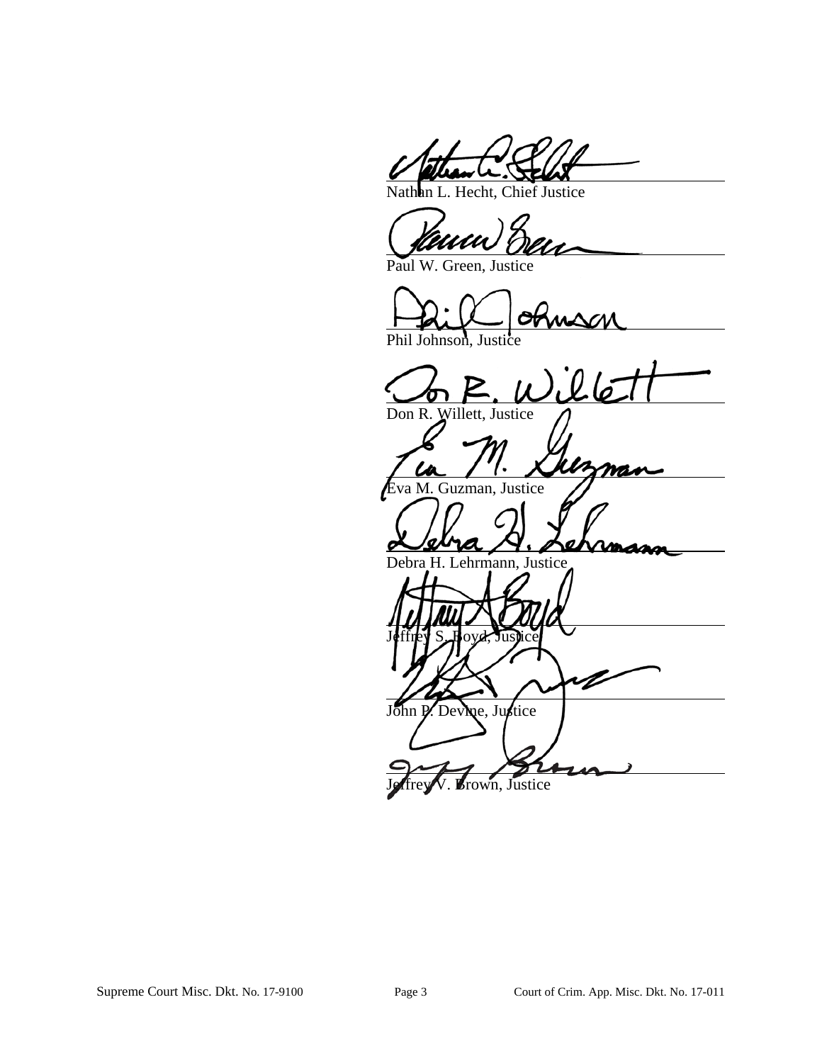\_\_\_\_\_\_\_\_\_\_\_\_\_\_\_\_\_\_\_\_\_\_\_\_\_\_\_\_\_\_\_\_\_\_\_\_\_\_\_\_

Nathan L. Hecht, Chief Justice

\_\_\_\_\_\_\_\_\_\_\_\_\_\_\_\_\_\_\_\_\_\_\_\_\_\_\_\_\_\_\_\_\_\_\_\_\_\_\_\_

Paul W. Green, Justice

\_\_\_\_\_\_\_\_\_\_\_\_\_\_\_\_\_\_\_\_\_\_\_\_\_\_\_\_\_\_\_\_\_\_\_\_\_\_\_\_

Phil Johnson, Justice

\_\_\_\_\_\_\_\_\_\_\_\_\_\_\_\_\_\_\_\_\_\_\_\_\_\_\_\_\_\_\_\_\_\_\_\_\_\_\_\_

Don R. Willett, Justice

\_\_\_\_\_\_\_\_\_\_\_\_\_\_\_\_\_\_\_\_\_\_\_\_\_\_\_\_\_\_\_\_\_\_\_\_\_\_\_\_

Eva M. Guzman, Justice

\_\_\_\_\_\_\_\_\_\_\_\_\_\_\_\_\_\_\_\_\_\_\_\_\_\_\_\_\_\_\_\_\_\_\_\_\_\_\_\_

Debra H. Lehrmann, Justice

\_\_\_\_\_\_\_\_\_\_\_\_\_\_\_\_\_\_\_\_\_\_\_\_\_\_\_\_\_\_\_\_\_\_\_\_\_\_\_\_

Jeffrey S. Boyd, Justice

\_\_\_\_\_\_\_\_\_\_\_\_\_\_\_\_\_\_\_\_\_\_\_\_\_\_\_\_\_\_\_\_\_\_\_\_\_\_\_\_

John P. Devine, Justice

\_\_\_\_\_\_\_\_\_\_\_\_\_\_\_\_\_\_\_\_\_\_\_\_\_\_\_\_\_\_\_\_\_\_\_\_\_\_\_\_

Jeffrey V. Brown, Justice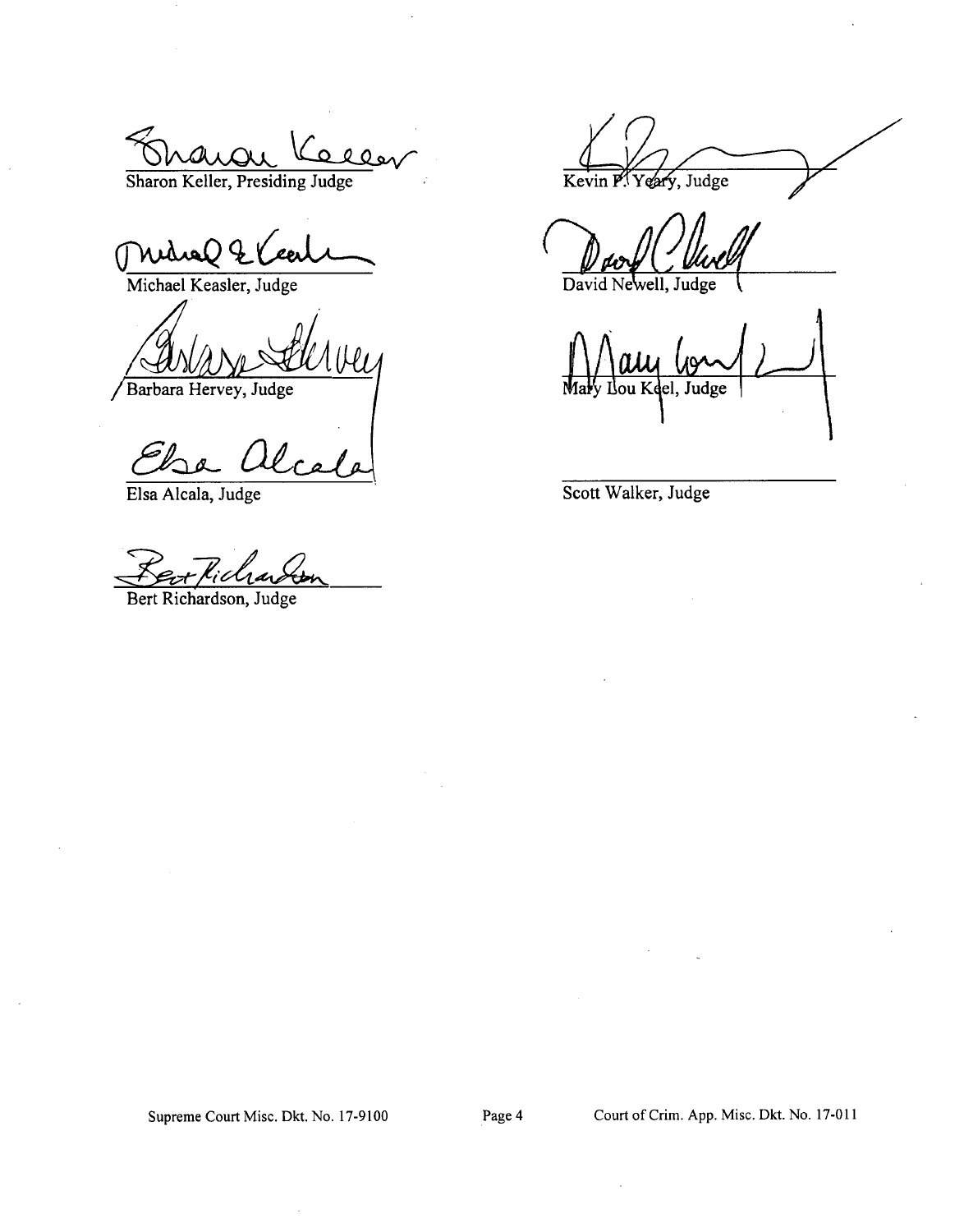Sharon Keller, Presiding Judge

Michael Keasler, Judge

Barbara Hervey, Judge

Elsa Alcala, Judge

Bert Richardson, Judge

Kevin P. Yeary, Judge

David Newell, Judge

Mary Lou Keel, Judge

Scott Walker, Judge

Supreme Court Misc. Dkt. No. 17-9100

Court of Crim. App. Misc. Dkt. No. 17-011